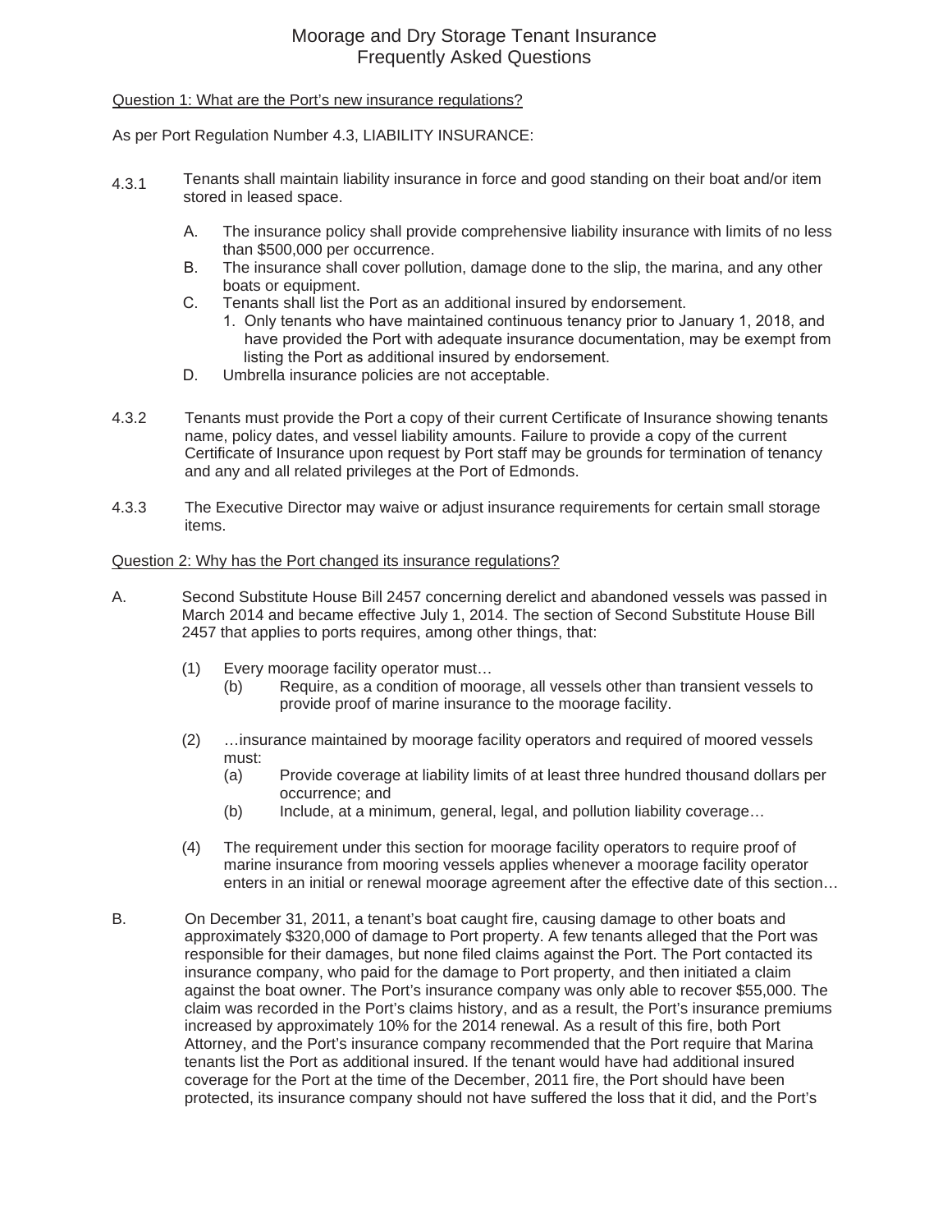# Moorage and Dry Storage Tenant Insurance
# Frequently Asked Questions

<u>Question 1: What are the Port's new insurance regulations?</u>

As per Port Regulation Number 4.3, LIABILITY INSURANCE:

4.3.1 Tenants shall maintain liability insurance in force and good standing on their boat and/or item stored in leased space.

- A. The insurance policy shall provide comprehensive liability insurance with limits of no less than $500,000 per occurrence.
- B. The insurance shall cover pollution, damage done to the slip, the marina, and any other boats or equipment.
- C. Tenants shall list the Port as an additional insured by endorsement.
  1. Only tenants who have maintained continuous tenancy prior to January 1, 2018, and have provided the Port with adequate insurance documentation, may be exempt from listing the Port as additional insured by endorsement.
- D. Umbrella insurance policies are not acceptable.

4.3.2 Tenants must provide the Port a copy of their current Certificate of Insurance showing tenants name, policy dates, and vessel liability amounts. Failure to provide a copy of the current Certificate of Insurance upon request by Port staff may be grounds for termination of tenancy and any and all related privileges at the Port of Edmonds.

4.3.3 The Executive Director may waive or adjust insurance requirements for certain small storage items.

<u>Question 2: Why has the Port changed its insurance regulations?</u>

A. Second Substitute House Bill 2457 concerning derelict and abandoned vessels was passed in March 2014 and became effective July 1, 2014. The section of Second Substitute House Bill 2457 that applies to ports requires, among other things, that:

- (1) Every moorage facility operator must…
  - (b) Require, as a condition of moorage, all vessels other than transient vessels to provide proof of marine insurance to the moorage facility.
- (2) …insurance maintained by moorage facility operators and required of moored vessels must:
  - (a) Provide coverage at liability limits of at least three hundred thousand dollars per occurrence; and
  - (b) Include, at a minimum, general, legal, and pollution liability coverage…
- (4) The requirement under this section for moorage facility operators to require proof of marine insurance from mooring vessels applies whenever a moorage facility operator enters in an initial or renewal moorage agreement after the effective date of this section…

B. On December 31, 2011, a tenant's boat caught fire, causing damage to other boats and approximately $320,000 of damage to Port property. A few tenants alleged that the Port was responsible for their damages, but none filed claims against the Port. The Port contacted its insurance company, who paid for the damage to Port property, and then initiated a claim against the boat owner. The Port's insurance company was only able to recover $55,000. The claim was recorded in the Port's claims history, and as a result, the Port's insurance premiums increased by approximately 10% for the 2014 renewal. As a result of this fire, both Port Attorney, and the Port's insurance company recommended that the Port require that Marina tenants list the Port as additional insured. If the tenant would have had additional insured coverage for the Port at the time of the December, 2011 fire, the Port should have been protected, its insurance company should not have suffered the loss that it did, and the Port's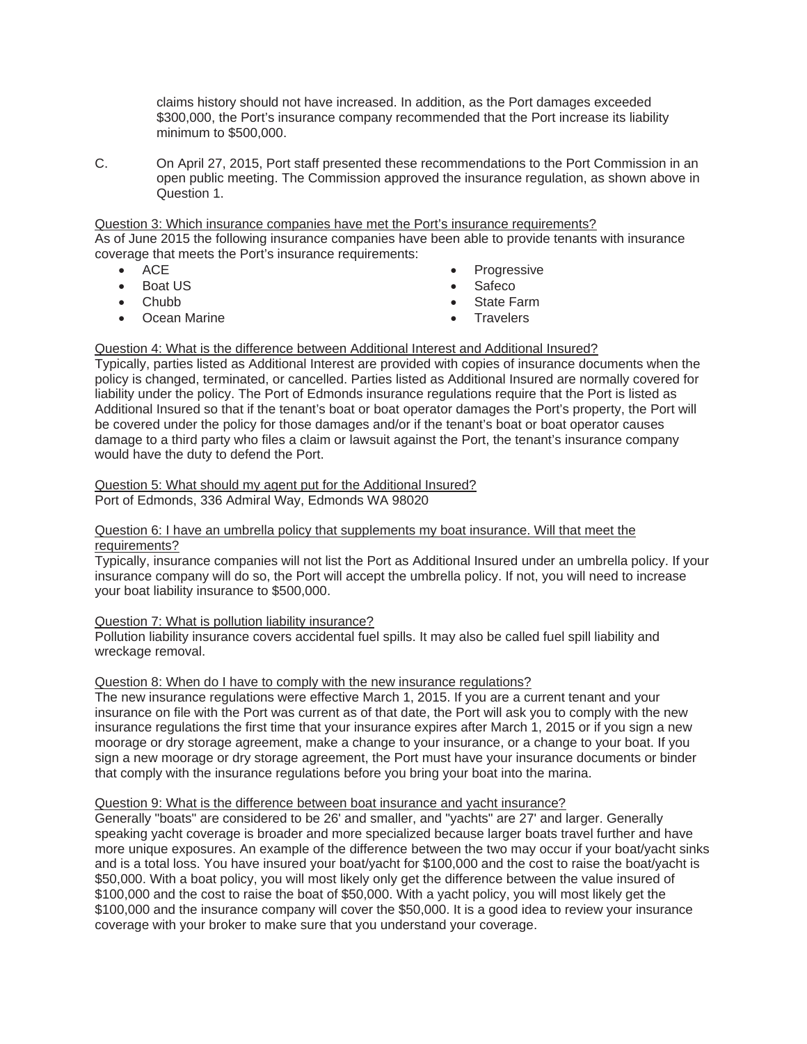claims history should not have increased. In addition, as the Port damages exceeded $300,000, the Port's insurance company recommended that the Port increase its liability minimum to $500,000.

C. On April 27, 2015, Port staff presented these recommendations to the Port Commission in an open public meeting. The Commission approved the insurance regulation, as shown above in Question 1.

<u>Question 3: Which insurance companies have met the Port's insurance requirements?</u>

As of June 2015 the following insurance companies have been able to provide tenants with insurance coverage that meets the Port's insurance requirements:

- ACE
- Boat US
- Chubb
- Ocean Marine
- Progressive
- Safeco
- State Farm
- Travelers

<u>Question 4: What is the difference between Additional Interest and Additional Insured?</u>

Typically, parties listed as Additional Interest are provided with copies of insurance documents when the policy is changed, terminated, or cancelled. Parties listed as Additional Insured are normally covered for liability under the policy. The Port of Edmonds insurance regulations require that the Port is listed as Additional Insured so that if the tenant's boat or boat operator damages the Port's property, the Port will be covered under the policy for those damages and/or if the tenant's boat or boat operator causes damage to a third party who files a claim or lawsuit against the Port, the tenant's insurance company would have the duty to defend the Port.

<u>Question 5: What should my agent put for the Additional Insured?</u>

Port of Edmonds, 336 Admiral Way, Edmonds WA 98020

<u>Question 6: I have an umbrella policy that supplements my boat insurance. Will that meet the requirements?</u>

Typically, insurance companies will not list the Port as Additional Insured under an umbrella policy. If your insurance company will do so, the Port will accept the umbrella policy. If not, you will need to increase your boat liability insurance to $500,000.

<u>Question 7: What is pollution liability insurance?</u>

Pollution liability insurance covers accidental fuel spills. It may also be called fuel spill liability and wreckage removal.

<u>Question 8: When do I have to comply with the new insurance regulations?</u>

The new insurance regulations were effective March 1, 2015. If you are a current tenant and your insurance on file with the Port was current as of that date, the Port will ask you to comply with the new insurance regulations the first time that your insurance expires after March 1, 2015 or if you sign a new moorage or dry storage agreement, make a change to your insurance, or a change to your boat. If you sign a new moorage or dry storage agreement, the Port must have your insurance documents or binder that comply with the insurance regulations before you bring your boat into the marina.

<u>Question 9: What is the difference between boat insurance and yacht insurance?</u>

Generally "boats" are considered to be 26' and smaller, and "yachts" are 27' and larger. Generally speaking yacht coverage is broader and more specialized because larger boats travel further and have more unique exposures. An example of the difference between the two may occur if your boat/yacht sinks and is a total loss. You have insured your boat/yacht for $100,000 and the cost to raise the boat/yacht is $50,000. With a boat policy, you will most likely only get the difference between the value insured of $100,000 and the cost to raise the boat of $50,000. With a yacht policy, you will most likely get the $100,000 and the insurance company will cover the $50,000. It is a good idea to review your insurance coverage with your broker to make sure that you understand your coverage.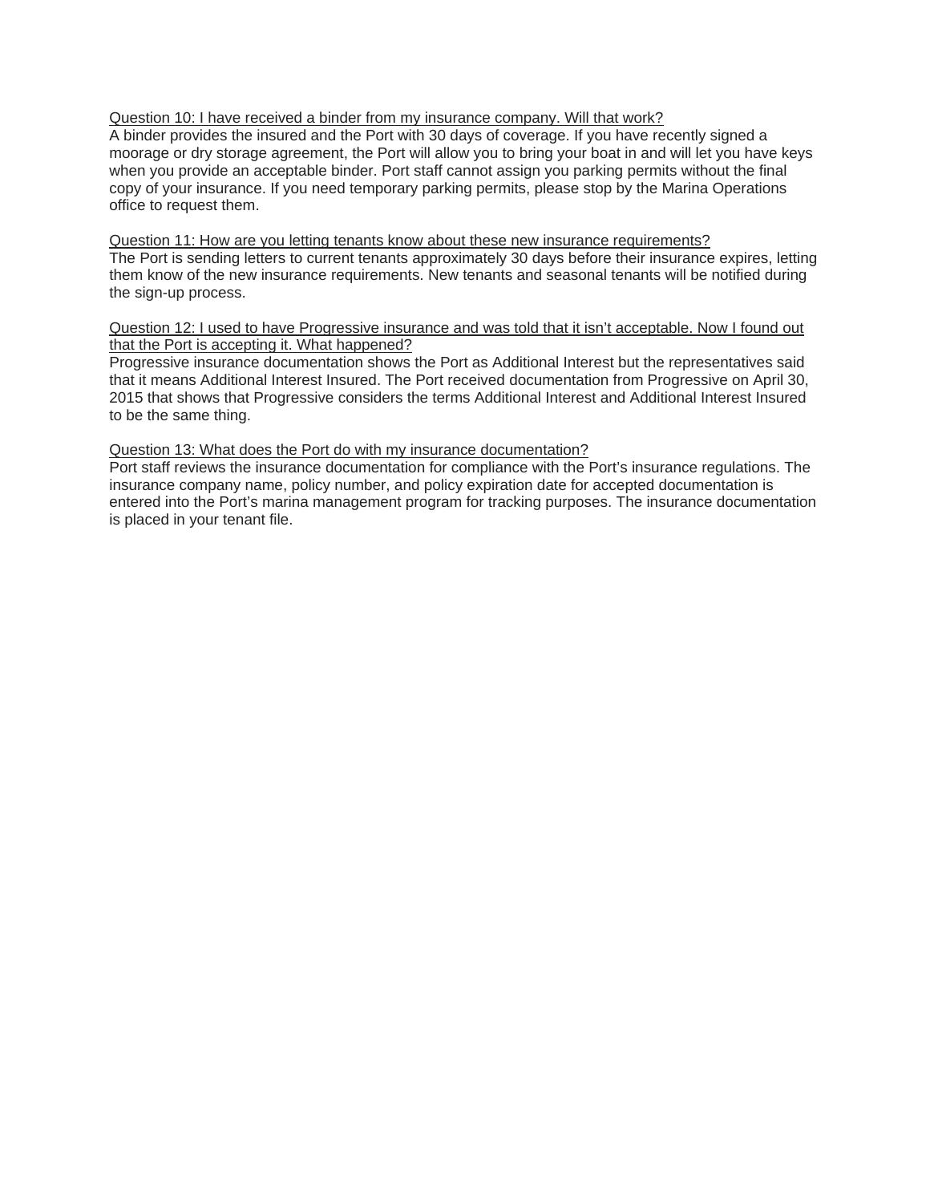Question 10: I have received a binder from my insurance company. Will that work?

A binder provides the insured and the Port with 30 days of coverage. If you have recently signed a moorage or dry storage agreement, the Port will allow you to bring your boat in and will let you have keys when you provide an acceptable binder. Port staff cannot assign you parking permits without the final copy of your insurance. If you need temporary parking permits, please stop by the Marina Operations office to request them.

Question 11: How are you letting tenants know about these new insurance requirements?

The Port is sending letters to current tenants approximately 30 days before their insurance expires, letting them know of the new insurance requirements. New tenants and seasonal tenants will be notified during the sign-up process.

Question 12: I used to have Progressive insurance and was told that it isn't acceptable. Now I found out that the Port is accepting it. What happened?

Progressive insurance documentation shows the Port as Additional Interest but the representatives said that it means Additional Interest Insured. The Port received documentation from Progressive on April 30, 2015 that shows that Progressive considers the terms Additional Interest and Additional Interest Insured to be the same thing.

Question 13: What does the Port do with my insurance documentation?

Port staff reviews the insurance documentation for compliance with the Port's insurance regulations. The insurance company name, policy number, and policy expiration date for accepted documentation is entered into the Port's marina management program for tracking purposes. The insurance documentation is placed in your tenant file.